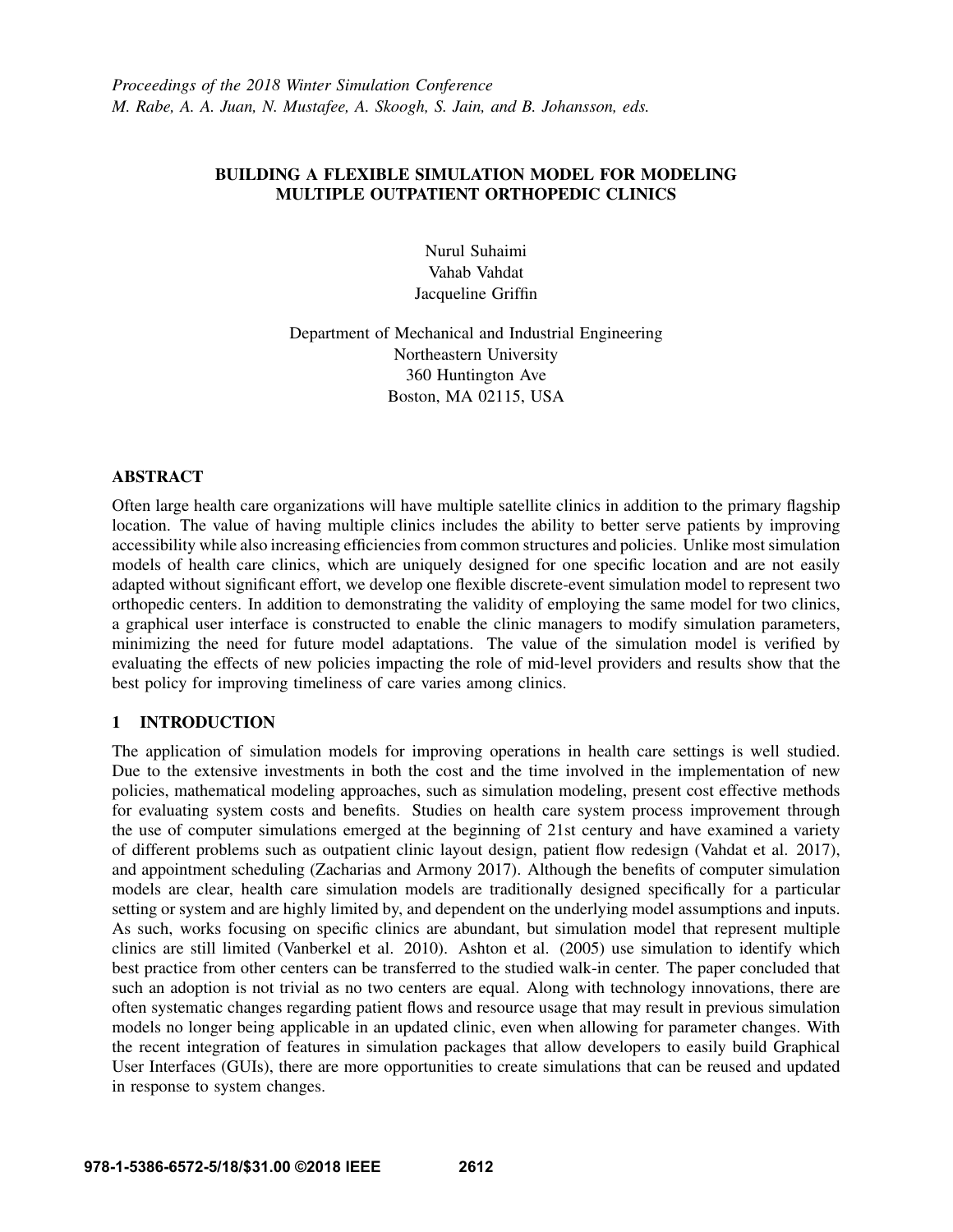*Proceedings of the 2018 Winter Simulation Conference*
*M. Rabe, A. A. Juan, N. Mustafee, A. Skoogh, S. Jain, and B. Johansson, eds.*

# BUILDING A FLEXIBLE SIMULATION MODEL FOR MODELING MULTIPLE OUTPATIENT ORTHOPEDIC CLINICS

Nurul Suhaimi
Vahab Vahdat
Jacqueline Griffin

Department of Mechanical and Industrial Engineering
Northeastern University
360 Huntington Ave
Boston, MA 02115, USA

## ABSTRACT

Often large health care organizations will have multiple satellite clinics in addition to the primary flagship location. The value of having multiple clinics includes the ability to better serve patients by improving accessibility while also increasing efficiencies from common structures and policies. Unlike most simulation models of health care clinics, which are uniquely designed for one specific location and are not easily adapted without significant effort, we develop one flexible discrete-event simulation model to represent two orthopedic centers. In addition to demonstrating the validity of employing the same model for two clinics, a graphical user interface is constructed to enable the clinic managers to modify simulation parameters, minimizing the need for future model adaptations. The value of the simulation model is verified by evaluating the effects of new policies impacting the role of mid-level providers and results show that the best policy for improving timeliness of care varies among clinics.

## 1 INTRODUCTION

The application of simulation models for improving operations in health care settings is well studied. Due to the extensive investments in both the cost and the time involved in the implementation of new policies, mathematical modeling approaches, such as simulation modeling, present cost effective methods for evaluating system costs and benefits. Studies on health care system process improvement through the use of computer simulations emerged at the beginning of 21st century and have examined a variety of different problems such as outpatient clinic layout design, patient flow redesign (Vahdat et al. 2017), and appointment scheduling (Zacharias and Armony 2017). Although the benefits of computer simulation models are clear, health care simulation models are traditionally designed specifically for a particular setting or system and are highly limited by, and dependent on the underlying model assumptions and inputs. As such, works focusing on specific clinics are abundant, but simulation model that represent multiple clinics are still limited (Vanberkel et al. 2010). Ashton et al. (2005) use simulation to identify which best practice from other centers can be transferred to the studied walk-in center. The paper concluded that such an adoption is not trivial as no two centers are equal. Along with technology innovations, there are often systematic changes regarding patient flows and resource usage that may result in previous simulation models no longer being applicable in an updated clinic, even when allowing for parameter changes. With the recent integration of features in simulation packages that allow developers to easily build Graphical User Interfaces (GUIs), there are more opportunities to create simulations that can be reused and updated in response to system changes.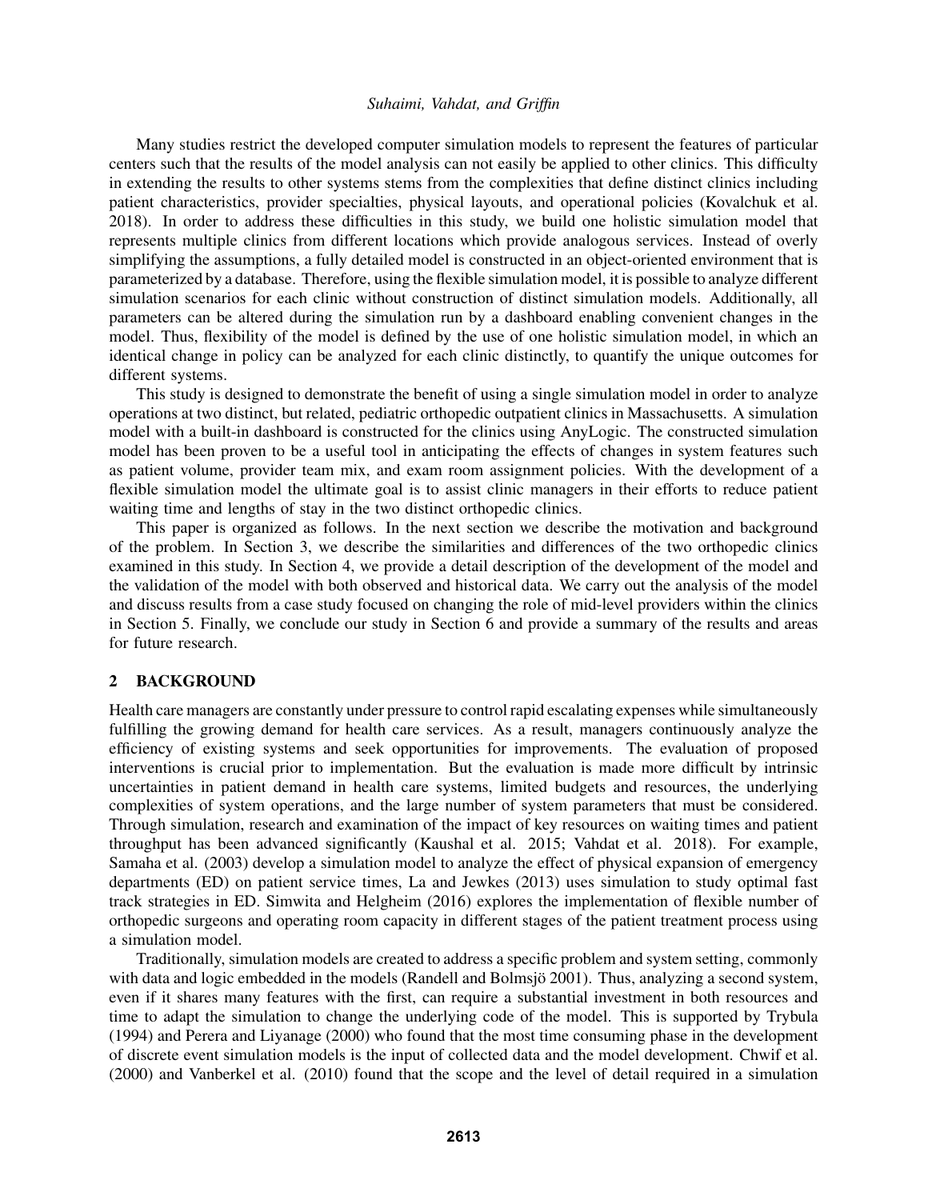Many studies restrict the developed computer simulation models to represent the features of particular centers such that the results of the model analysis can not easily be applied to other clinics. This difficulty in extending the results to other systems stems from the complexities that define distinct clinics including patient characteristics, provider specialties, physical layouts, and operational policies (Kovalchuk et al. 2018). In order to address these difficulties in this study, we build one holistic simulation model that represents multiple clinics from different locations which provide analogous services. Instead of overly simplifying the assumptions, a fully detailed model is constructed in an object-oriented environment that is parameterized by a database. Therefore, using the flexible simulation model, it is possible to analyze different simulation scenarios for each clinic without construction of distinct simulation models. Additionally, all parameters can be altered during the simulation run by a dashboard enabling convenient changes in the model. Thus, flexibility of the model is defined by the use of one holistic simulation model, in which an identical change in policy can be analyzed for each clinic distinctly, to quantify the unique outcomes for different systems.

This study is designed to demonstrate the benefit of using a single simulation model in order to analyze operations at two distinct, but related, pediatric orthopedic outpatient clinics in Massachusetts. A simulation model with a built-in dashboard is constructed for the clinics using AnyLogic. The constructed simulation model has been proven to be a useful tool in anticipating the effects of changes in system features such as patient volume, provider team mix, and exam room assignment policies. With the development of a flexible simulation model the ultimate goal is to assist clinic managers in their efforts to reduce patient waiting time and lengths of stay in the two distinct orthopedic clinics.

This paper is organized as follows. In the next section we describe the motivation and background of the problem. In Section 3, we describe the similarities and differences of the two orthopedic clinics examined in this study. In Section 4, we provide a detail description of the development of the model and the validation of the model with both observed and historical data. We carry out the analysis of the model and discuss results from a case study focused on changing the role of mid-level providers within the clinics in Section 5. Finally, we conclude our study in Section 6 and provide a summary of the results and areas for future research.

## 2 BACKGROUND

Health care managers are constantly under pressure to control rapid escalating expenses while simultaneously fulfilling the growing demand for health care services. As a result, managers continuously analyze the efficiency of existing systems and seek opportunities for improvements. The evaluation of proposed interventions is crucial prior to implementation. But the evaluation is made more difficult by intrinsic uncertainties in patient demand in health care systems, limited budgets and resources, the underlying complexities of system operations, and the large number of system parameters that must be considered. Through simulation, research and examination of the impact of key resources on waiting times and patient throughput has been advanced significantly (Kaushal et al. 2015; Vahdat et al. 2018). For example, Samaha et al. (2003) develop a simulation model to analyze the effect of physical expansion of emergency departments (ED) on patient service times, La and Jewkes (2013) uses simulation to study optimal fast track strategies in ED. Simwita and Helgheim (2016) explores the implementation of flexible number of orthopedic surgeons and operating room capacity in different stages of the patient treatment process using a simulation model.

Traditionally, simulation models are created to address a specific problem and system setting, commonly with data and logic embedded in the models (Randell and Bolmsjö 2001). Thus, analyzing a second system, even if it shares many features with the first, can require a substantial investment in both resources and time to adapt the simulation to change the underlying code of the model. This is supported by Trybula (1994) and Perera and Liyanage (2000) who found that the most time consuming phase in the development of discrete event simulation models is the input of collected data and the model development. Chwif et al. (2000) and Vanberkel et al. (2010) found that the scope and the level of detail required in a simulation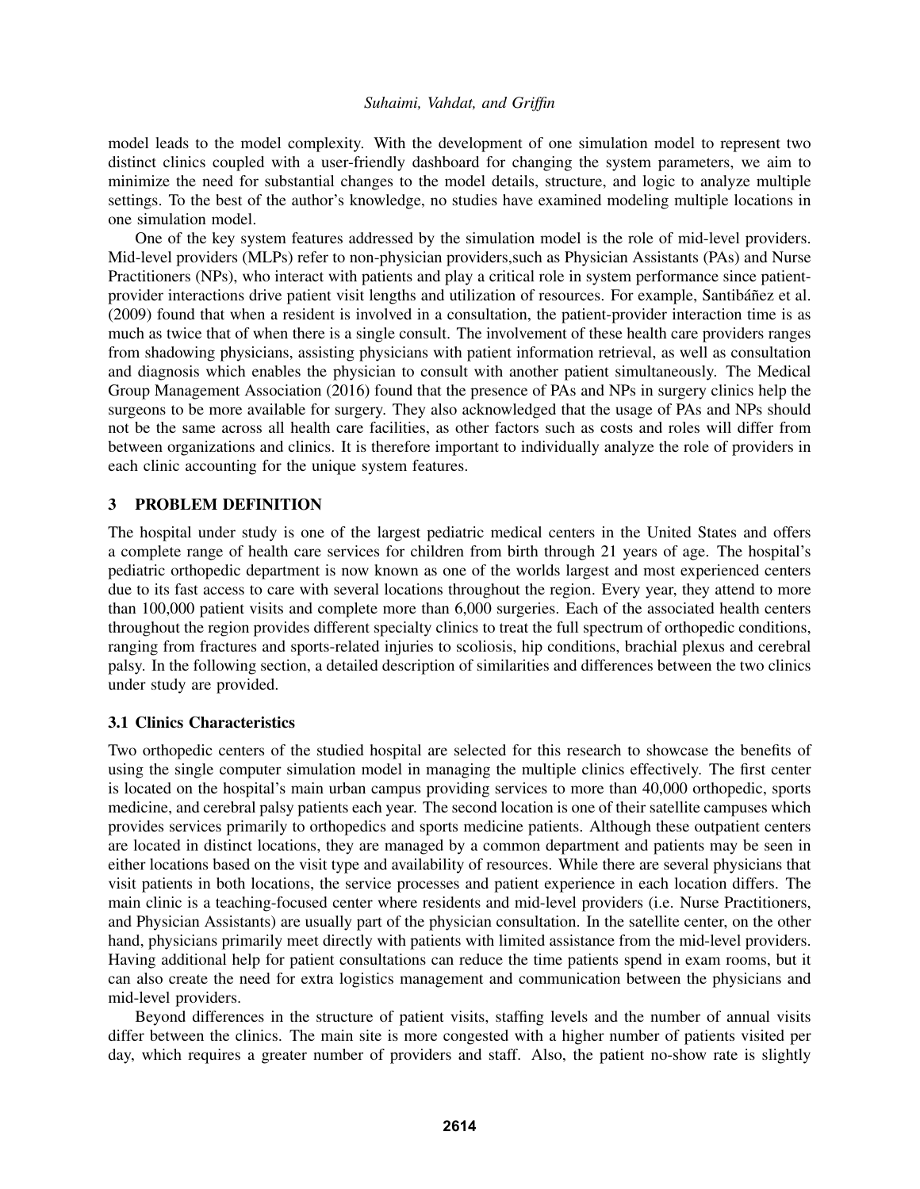model leads to the model complexity. With the development of one simulation model to represent two distinct clinics coupled with a user-friendly dashboard for changing the system parameters, we aim to minimize the need for substantial changes to the model details, structure, and logic to analyze multiple settings. To the best of the author's knowledge, no studies have examined modeling multiple locations in one simulation model.

One of the key system features addressed by the simulation model is the role of mid-level providers. Mid-level providers (MLPs) refer to non-physician providers,such as Physician Assistants (PAs) and Nurse Practitioners (NPs), who interact with patients and play a critical role in system performance since patient-provider interactions drive patient visit lengths and utilization of resources. For example, Santibáñez et al. (2009) found that when a resident is involved in a consultation, the patient-provider interaction time is as much as twice that of when there is a single consult. The involvement of these health care providers ranges from shadowing physicians, assisting physicians with patient information retrieval, as well as consultation and diagnosis which enables the physician to consult with another patient simultaneously. The Medical Group Management Association (2016) found that the presence of PAs and NPs in surgery clinics help the surgeons to be more available for surgery. They also acknowledged that the usage of PAs and NPs should not be the same across all health care facilities, as other factors such as costs and roles will differ from between organizations and clinics. It is therefore important to individually analyze the role of providers in each clinic accounting for the unique system features.

## 3 PROBLEM DEFINITION

The hospital under study is one of the largest pediatric medical centers in the United States and offers a complete range of health care services for children from birth through 21 years of age. The hospital's pediatric orthopedic department is now known as one of the worlds largest and most experienced centers due to its fast access to care with several locations throughout the region. Every year, they attend to more than 100,000 patient visits and complete more than 6,000 surgeries. Each of the associated health centers throughout the region provides different specialty clinics to treat the full spectrum of orthopedic conditions, ranging from fractures and sports-related injuries to scoliosis, hip conditions, brachial plexus and cerebral palsy. In the following section, a detailed description of similarities and differences between the two clinics under study are provided.

### 3.1 Clinics Characteristics

Two orthopedic centers of the studied hospital are selected for this research to showcase the benefits of using the single computer simulation model in managing the multiple clinics effectively. The first center is located on the hospital's main urban campus providing services to more than 40,000 orthopedic, sports medicine, and cerebral palsy patients each year. The second location is one of their satellite campuses which provides services primarily to orthopedics and sports medicine patients. Although these outpatient centers are located in distinct locations, they are managed by a common department and patients may be seen in either locations based on the visit type and availability of resources. While there are several physicians that visit patients in both locations, the service processes and patient experience in each location differs. The main clinic is a teaching-focused center where residents and mid-level providers (i.e. Nurse Practitioners, and Physician Assistants) are usually part of the physician consultation. In the satellite center, on the other hand, physicians primarily meet directly with patients with limited assistance from the mid-level providers. Having additional help for patient consultations can reduce the time patients spend in exam rooms, but it can also create the need for extra logistics management and communication between the physicians and mid-level providers.

Beyond differences in the structure of patient visits, staffing levels and the number of annual visits differ between the clinics. The main site is more congested with a higher number of patients visited per day, which requires a greater number of providers and staff. Also, the patient no-show rate is slightly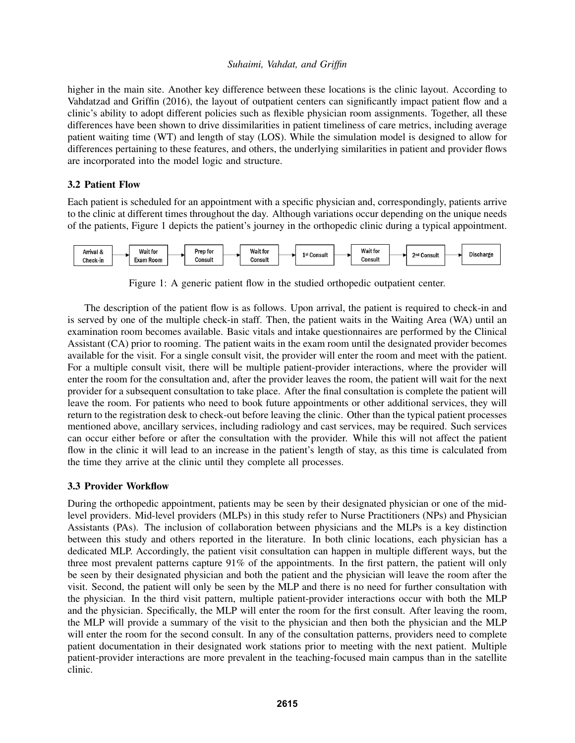higher in the main site. Another key difference between these locations is the clinic layout. According to Vahdatzad and Griffin (2016), the layout of outpatient centers can significantly impact patient flow and a clinic's ability to adopt different policies such as flexible physician room assignments. Together, all these differences have been shown to drive dissimilarities in patient timeliness of care metrics, including average patient waiting time (WT) and length of stay (LOS). While the simulation model is designed to allow for differences pertaining to these features, and others, the underlying similarities in patient and provider flows are incorporated into the model logic and structure.

### 3.2 Patient Flow

Each patient is scheduled for an appointment with a specific physician and, correspondingly, patients arrive to the clinic at different times throughout the day. Although variations occur depending on the unique needs of the patients, Figure 1 depicts the patient's journey in the orthopedic clinic during a typical appointment.

Arrival & Check-in → Wait for Exam Room → Prep for Consult → Wait for Consult → 1st Consult → Wait for Consult → 2nd Consult → Discharge

Figure 1: A generic patient flow in the studied orthopedic outpatient center.

The description of the patient flow is as follows. Upon arrival, the patient is required to check-in and is served by one of the multiple check-in staff. Then, the patient waits in the Waiting Area (WA) until an examination room becomes available. Basic vitals and intake questionnaires are performed by the Clinical Assistant (CA) prior to rooming. The patient waits in the exam room until the designated provider becomes available for the visit. For a single consult visit, the provider will enter the room and meet with the patient. For a multiple consult visit, there will be multiple patient-provider interactions, where the provider will enter the room for the consultation and, after the provider leaves the room, the patient will wait for the next provider for a subsequent consultation to take place. After the final consultation is complete the patient will leave the room. For patients who need to book future appointments or other additional services, they will return to the registration desk to check-out before leaving the clinic. Other than the typical patient processes mentioned above, ancillary services, including radiology and cast services, may be required. Such services can occur either before or after the consultation with the provider. While this will not affect the patient flow in the clinic it will lead to an increase in the patient's length of stay, as this time is calculated from the time they arrive at the clinic until they complete all processes.

### 3.3 Provider Workflow

During the orthopedic appointment, patients may be seen by their designated physician or one of the mid-level providers. Mid-level providers (MLPs) in this study refer to Nurse Practitioners (NPs) and Physician Assistants (PAs). The inclusion of collaboration between physicians and the MLPs is a key distinction between this study and others reported in the literature. In both clinic locations, each physician has a dedicated MLP. Accordingly, the patient visit consultation can happen in multiple different ways, but the three most prevalent patterns capture 91% of the appointments. In the first pattern, the patient will only be seen by their designated physician and both the patient and the physician will leave the room after the visit. Second, the patient will only be seen by the MLP and there is no need for further consultation with the physician. In the third visit pattern, multiple patient-provider interactions occur with both the MLP and the physician. Specifically, the MLP will enter the room for the first consult. After leaving the room, the MLP will provide a summary of the visit to the physician and then both the physician and the MLP will enter the room for the second consult. In any of the consultation patterns, providers need to complete patient documentation in their designated work stations prior to meeting with the next patient. Multiple patient-provider interactions are more prevalent in the teaching-focused main campus than in the satellite clinic.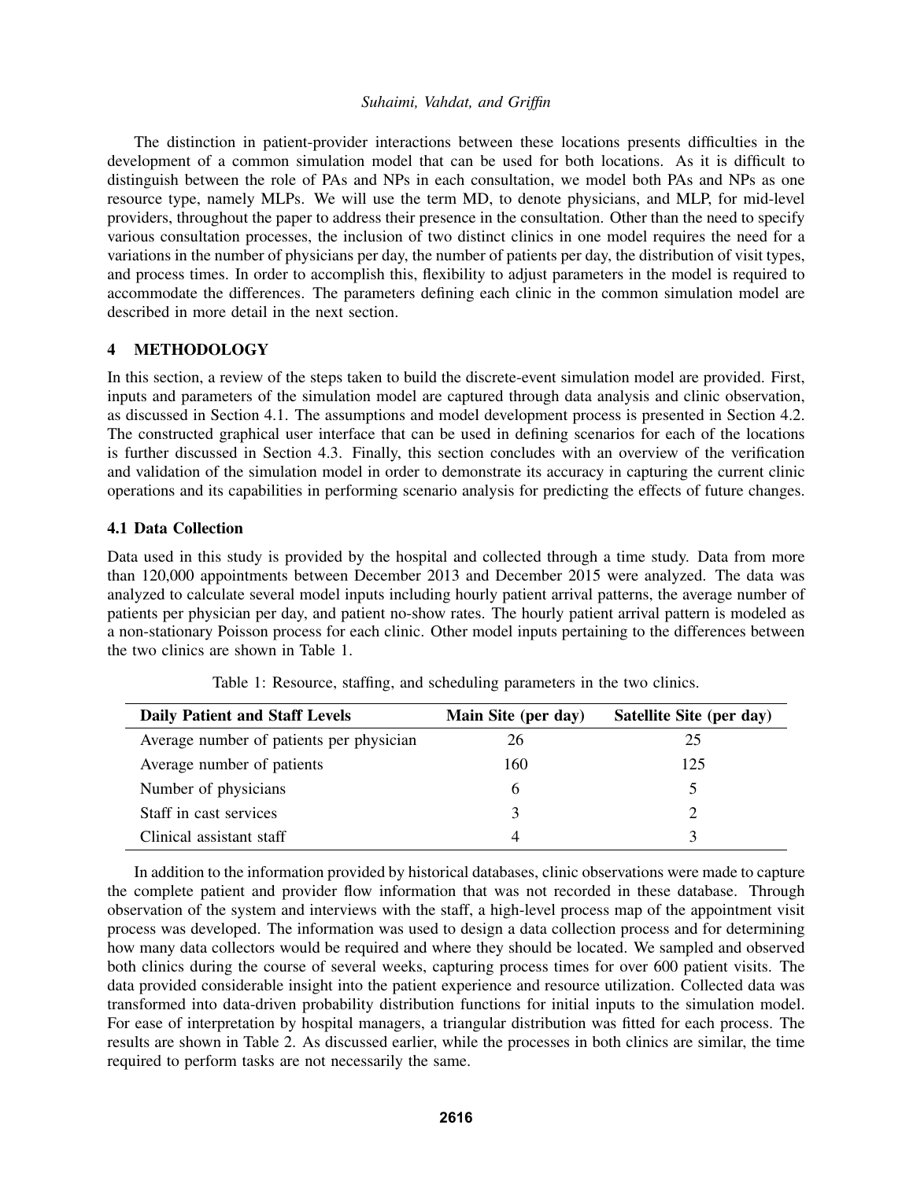The distinction in patient-provider interactions between these locations presents difficulties in the development of a common simulation model that can be used for both locations. As it is difficult to distinguish between the role of PAs and NPs in each consultation, we model both PAs and NPs as one resource type, namely MLPs. We will use the term MD, to denote physicians, and MLP, for mid-level providers, throughout the paper to address their presence in the consultation. Other than the need to specify various consultation processes, the inclusion of two distinct clinics in one model requires the need for a variations in the number of physicians per day, the number of patients per day, the distribution of visit types, and process times. In order to accomplish this, flexibility to adjust parameters in the model is required to accommodate the differences. The parameters defining each clinic in the common simulation model are described in more detail in the next section.

## 4 METHODOLOGY

In this section, a review of the steps taken to build the discrete-event simulation model are provided. First, inputs and parameters of the simulation model are captured through data analysis and clinic observation, as discussed in Section 4.1. The assumptions and model development process is presented in Section 4.2. The constructed graphical user interface that can be used in defining scenarios for each of the locations is further discussed in Section 4.3. Finally, this section concludes with an overview of the verification and validation of the simulation model in order to demonstrate its accuracy in capturing the current clinic operations and its capabilities in performing scenario analysis for predicting the effects of future changes.

### 4.1 Data Collection

Data used in this study is provided by the hospital and collected through a time study. Data from more than 120,000 appointments between December 2013 and December 2015 were analyzed. The data was analyzed to calculate several model inputs including hourly patient arrival patterns, the average number of patients per physician per day, and patient no-show rates. The hourly patient arrival pattern is modeled as a non-stationary Poisson process for each clinic. Other model inputs pertaining to the differences between the two clinics are shown in Table 1.

Table 1: Resource, staffing, and scheduling parameters in the two clinics.

| Daily Patient and Staff Levels | Main Site (per day) | Satellite Site (per day) |
|---|---|---|
| Average number of patients per physician | 26 | 25 |
| Average number of patients | 160 | 125 |
| Number of physicians | 6 | 5 |
| Staff in cast services | 3 | 2 |
| Clinical assistant staff | 4 | 3 |

In addition to the information provided by historical databases, clinic observations were made to capture the complete patient and provider flow information that was not recorded in these database. Through observation of the system and interviews with the staff, a high-level process map of the appointment visit process was developed. The information was used to design a data collection process and for determining how many data collectors would be required and where they should be located. We sampled and observed both clinics during the course of several weeks, capturing process times for over 600 patient visits. The data provided considerable insight into the patient experience and resource utilization. Collected data was transformed into data-driven probability distribution functions for initial inputs to the simulation model. For ease of interpretation by hospital managers, a triangular distribution was fitted for each process. The results are shown in Table 2. As discussed earlier, while the processes in both clinics are similar, the time required to perform tasks are not necessarily the same.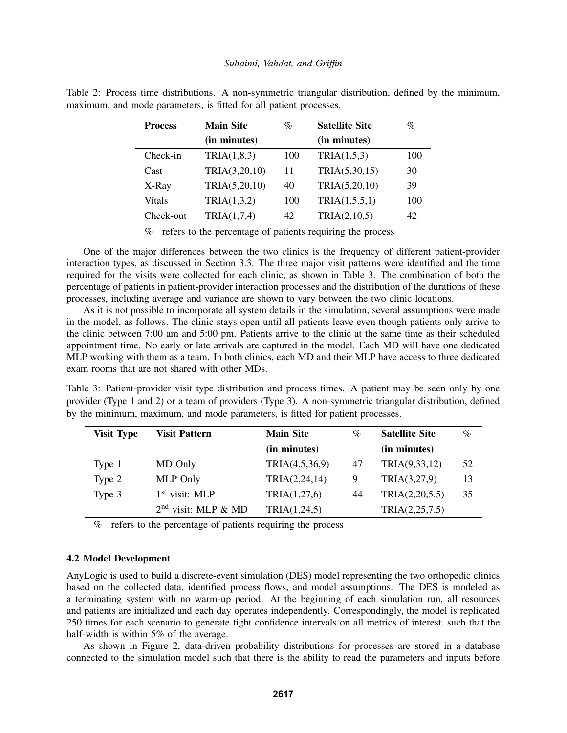Table 2: Process time distributions. A non-symmetric triangular distribution, defined by the minimum, maximum, and mode parameters, is fitted for all patient processes.

| Process | Main Site (in minutes) | % | Satellite Site (in minutes) | % |
|---|---|---|---|---|
| Check-in | TRIA(1,8,3) | 100 | TRIA(1,5,3) | 100 |
| Cast | TRIA(3,20,10) | 11 | TRIA(5,30,15) | 30 |
| X-Ray | TRIA(5,20,10) | 40 | TRIA(5,20,10) | 39 |
| Vitals | TRIA(1,3,2) | 100 | TRIA(1,5.5,1) | 100 |
| Check-out | TRIA(1,7,4) | 42 | TRIA(2,10,5) | 42 |

% refers to the percentage of patients requiring the process

One of the major differences between the two clinics is the frequency of different patient-provider interaction types, as discussed in Section 3.3. The three major visit patterns were identified and the time required for the visits were collected for each clinic, as shown in Table 3. The combination of both the percentage of patients in patient-provider interaction processes and the distribution of the durations of these processes, including average and variance are shown to vary between the two clinic locations.

As it is not possible to incorporate all system details in the simulation, several assumptions were made in the model, as follows. The clinic stays open until all patients leave even though patients only arrive to the clinic between 7:00 am and 5:00 pm. Patients arrive to the clinic at the same time as their scheduled appointment time. No early or late arrivals are captured in the model. Each MD will have one dedicated MLP working with them as a team. In both clinics, each MD and their MLP have access to three dedicated exam rooms that are not shared with other MDs.

Table 3: Patient-provider visit type distribution and process times. A patient may be seen only by one provider (Type 1 and 2) or a team of providers (Type 3). A non-symmetric triangular distribution, defined by the minimum, maximum, and mode parameters, is fitted for patient processes.

| Visit Type | Visit Pattern | Main Site (in minutes) | % | Satellite Site (in minutes) | % |
|---|---|---|---|---|---|
| Type 1 | MD Only | TRIA(4.5,36,9) | 47 | TRIA(9,33,12) | 52 |
| Type 2 | MLP Only | TRIA(2,24,14) | 9 | TRIA(3,27,9) | 13 |
| Type 3 | 1st visit: MLP | TRIA(1,27,6) | 44 | TRIA(2,20,5.5) | 35 |
| | 2nd visit: MLP & MD | TRIA(1,24,5) | | TRIA(2,25,7.5) | |

% refers to the percentage of patients requiring the process

### 4.2 Model Development

AnyLogic is used to build a discrete-event simulation (DES) model representing the two orthopedic clinics based on the collected data, identified process flows, and model assumptions. The DES is modeled as a terminating system with no warm-up period. At the beginning of each simulation run, all resources and patients are initialized and each day operates independently. Correspondingly, the model is replicated 250 times for each scenario to generate tight confidence intervals on all metrics of interest, such that the half-width is within 5% of the average.

As shown in Figure 2, data-driven probability distributions for processes are stored in a database connected to the simulation model such that there is the ability to read the parameters and inputs before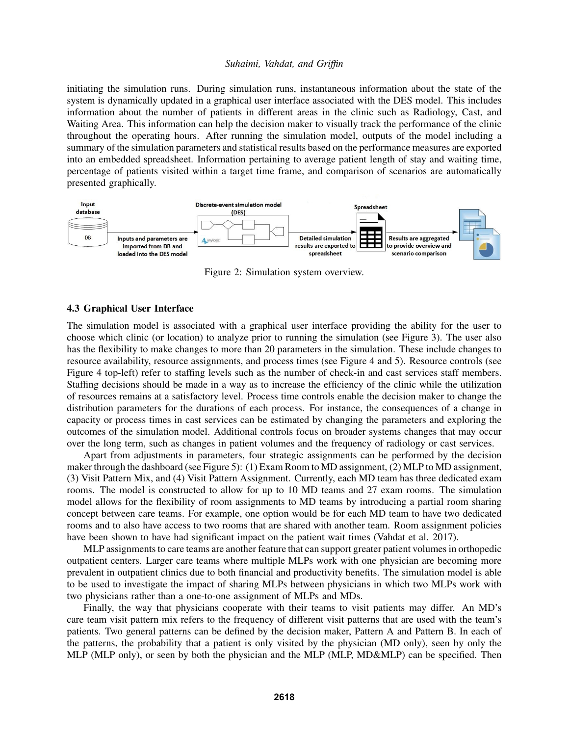initiating the simulation runs. During simulation runs, instantaneous information about the state of the system is dynamically updated in a graphical user interface associated with the DES model. This includes information about the number of patients in different areas in the clinic such as Radiology, Cast, and Waiting Area. This information can help the decision maker to visually track the performance of the clinic throughout the operating hours. After running the simulation model, outputs of the model including a summary of the simulation parameters and statistical results based on the performance measures are exported into an embedded spreadsheet. Information pertaining to average patient length of stay and waiting time, percentage of patients visited within a target time frame, and comparison of scenarios are automatically presented graphically.

Figure 2: Simulation system overview.

### 4.3 Graphical User Interface

The simulation model is associated with a graphical user interface providing the ability for the user to choose which clinic (or location) to analyze prior to running the simulation (see Figure 3). The user also has the flexibility to make changes to more than 20 parameters in the simulation. These include changes to resource availability, resource assignments, and process times (see Figure 4 and 5). Resource controls (see Figure 4 top-left) refer to staffing levels such as the number of check-in and cast services staff members. Staffing decisions should be made in a way as to increase the efficiency of the clinic while the utilization of resources remains at a satisfactory level. Process time controls enable the decision maker to change the distribution parameters for the durations of each process. For instance, the consequences of a change in capacity or process times in cast services can be estimated by changing the parameters and exploring the outcomes of the simulation model. Additional controls focus on broader systems changes that may occur over the long term, such as changes in patient volumes and the frequency of radiology or cast services.

Apart from adjustments in parameters, four strategic assignments can be performed by the decision maker through the dashboard (see Figure 5): (1) Exam Room to MD assignment, (2) MLP to MD assignment, (3) Visit Pattern Mix, and (4) Visit Pattern Assignment. Currently, each MD team has three dedicated exam rooms. The model is constructed to allow for up to 10 MD teams and 27 exam rooms. The simulation model allows for the flexibility of room assignments to MD teams by introducing a partial room sharing concept between care teams. For example, one option would be for each MD team to have two dedicated rooms and to also have access to two rooms that are shared with another team. Room assignment policies have been shown to have had significant impact on the patient wait times (Vahdat et al. 2017).

MLP assignments to care teams are another feature that can support greater patient volumes in orthopedic outpatient centers. Larger care teams where multiple MLPs work with one physician are becoming more prevalent in outpatient clinics due to both financial and productivity benefits. The simulation model is able to be used to investigate the impact of sharing MLPs between physicians in which two MLPs work with two physicians rather than a one-to-one assignment of MLPs and MDs.

Finally, the way that physicians cooperate with their teams to visit patients may differ. An MD's care team visit pattern mix refers to the frequency of different visit patterns that are used with the team's patients. Two general patterns can be defined by the decision maker, Pattern A and Pattern B. In each of the patterns, the probability that a patient is only visited by the physician (MD only), seen by only the MLP (MLP only), or seen by both the physician and the MLP (MLP, MD&MLP) can be specified. Then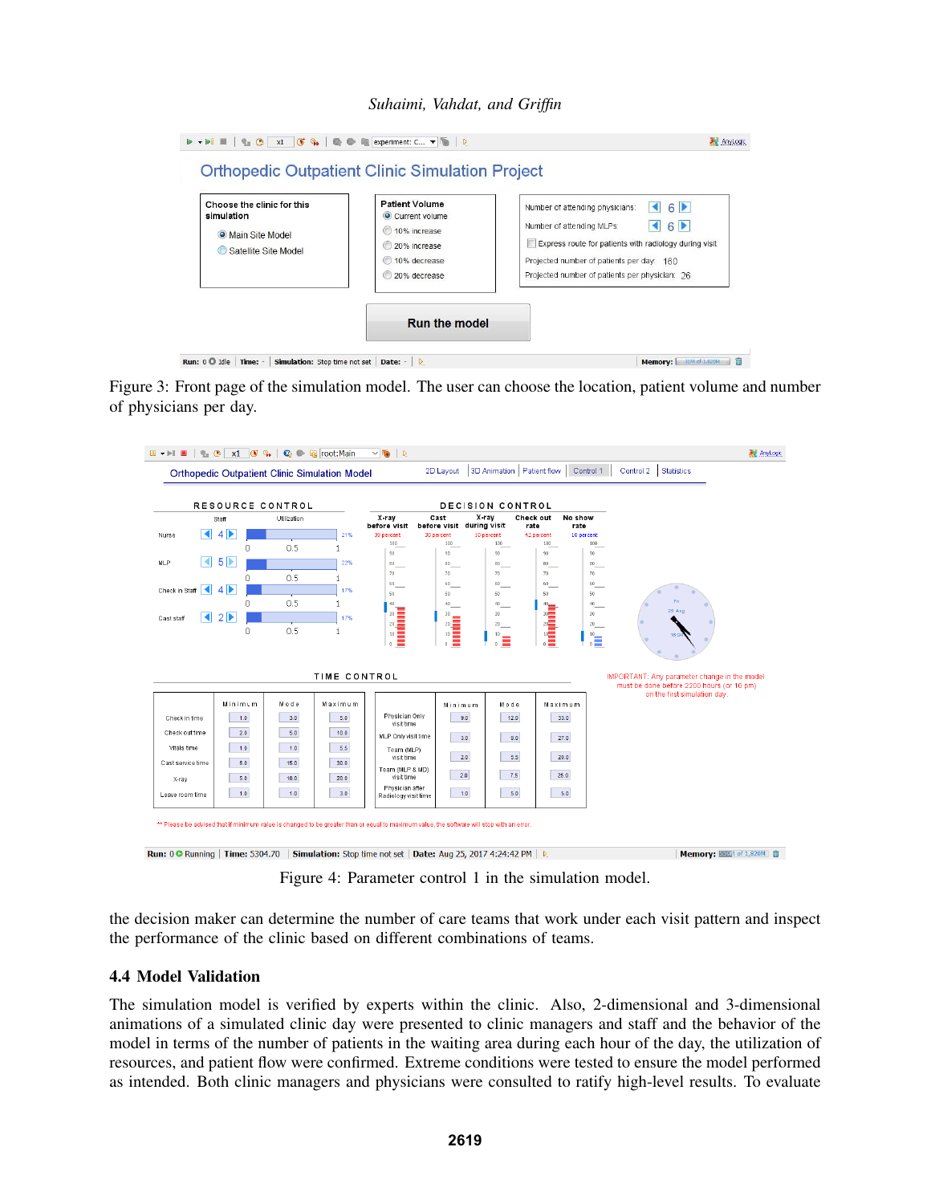Figure 3: Front page of the simulation model. The user can choose the location, patient volume and number of physicians per day.

Figure 4: Parameter control 1 in the simulation model.

the decision maker can determine the number of care teams that work under each visit pattern and inspect the performance of the clinic based on different combinations of teams.

### 4.4 Model Validation

The simulation model is verified by experts within the clinic. Also, 2-dimensional and 3-dimensional animations of a simulated clinic day were presented to clinic managers and staff and the behavior of the model in terms of the number of patients in the waiting area during each hour of the day, the utilization of resources, and patient flow were confirmed. Extreme conditions were tested to ensure the model performed as intended. Both clinic managers and physicians were consulted to ratify high-level results. To evaluate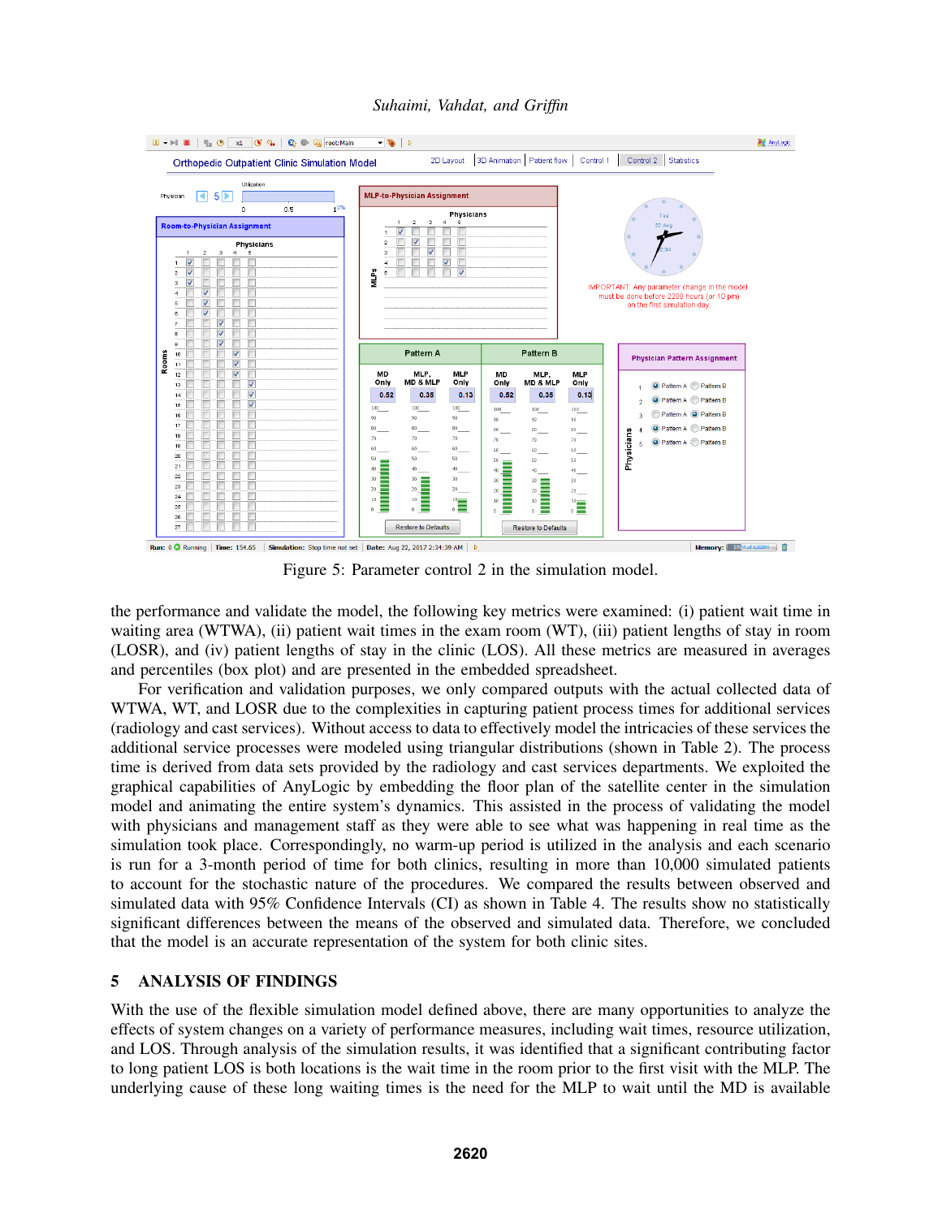Figure 5: Parameter control 2 in the simulation model.

the performance and validate the model, the following key metrics were examined: (i) patient wait time in waiting area (WTWA), (ii) patient wait times in the exam room (WT), (iii) patient lengths of stay in room (LOSR), and (iv) patient lengths of stay in the clinic (LOS). All these metrics are measured in averages and percentiles (box plot) and are presented in the embedded spreadsheet.

For verification and validation purposes, we only compared outputs with the actual collected data of WTWA, WT, and LOSR due to the complexities in capturing patient process times for additional services (radiology and cast services). Without access to data to effectively model the intricacies of these services the additional service processes were modeled using triangular distributions (shown in Table 2). The process time is derived from data sets provided by the radiology and cast services departments. We exploited the graphical capabilities of AnyLogic by embedding the floor plan of the satellite center in the simulation model and animating the entire system's dynamics. This assisted in the process of validating the model with physicians and management staff as they were able to see what was happening in real time as the simulation took place. Correspondingly, no warm-up period is utilized in the analysis and each scenario is run for a 3-month period of time for both clinics, resulting in more than 10,000 simulated patients to account for the stochastic nature of the procedures. We compared the results between observed and simulated data with 95% Confidence Intervals (CI) as shown in Table 4. The results show no statistically significant differences between the means of the observed and simulated data. Therefore, we concluded that the model is an accurate representation of the system for both clinic sites.

## 5 ANALYSIS OF FINDINGS

With the use of the flexible simulation model defined above, there are many opportunities to analyze the effects of system changes on a variety of performance measures, including wait times, resource utilization, and LOS. Through analysis of the simulation results, it was identified that a significant contributing factor to long patient LOS is both locations is the wait time in the room prior to the first visit with the MLP. The underlying cause of these long waiting times is the need for the MLP to wait until the MD is available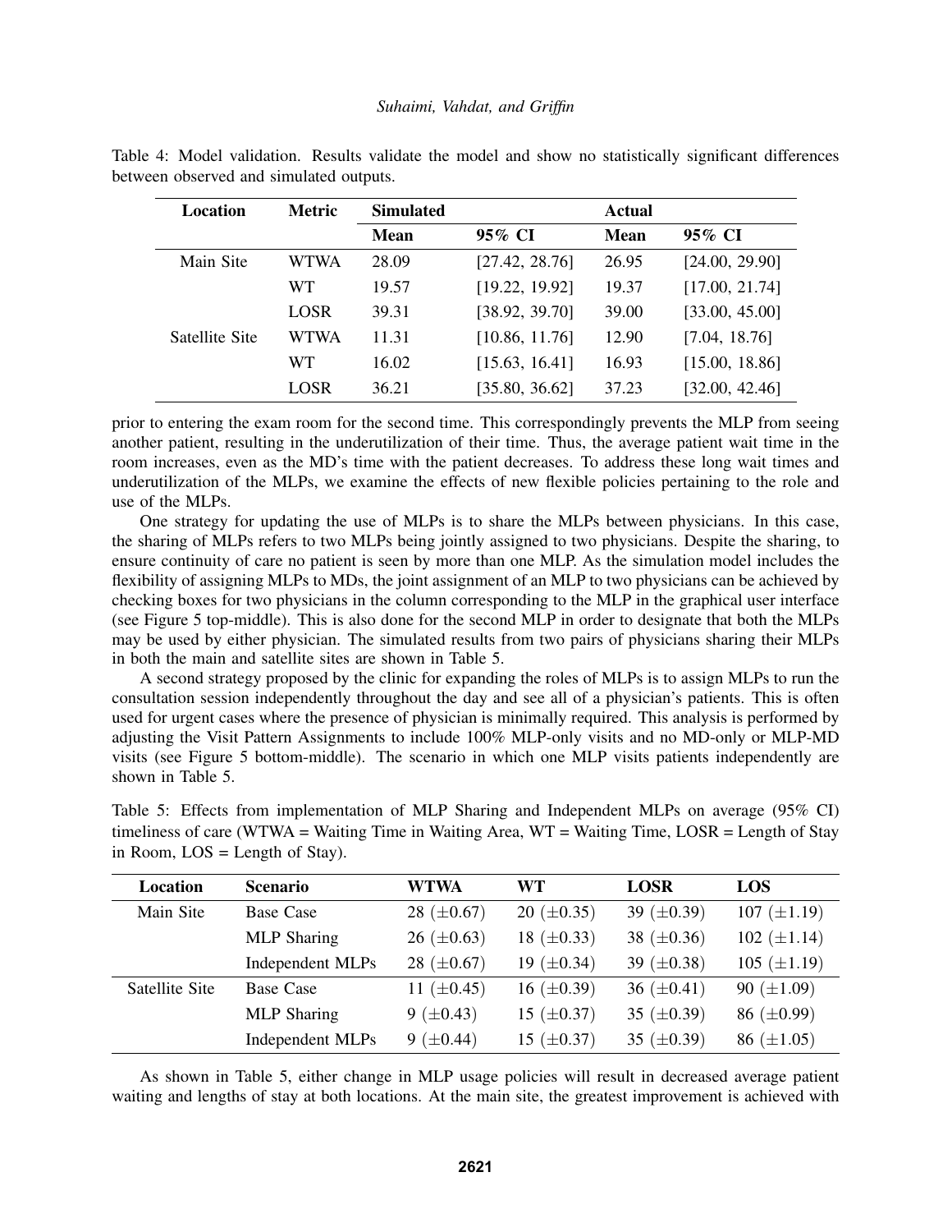Table 4: Model validation. Results validate the model and show no statistically significant differences between observed and simulated outputs.

| Location | Metric | Simulated | | Actual | |
|---|---|---|---|---|---|
| | | Mean | 95% CI | Mean | 95% CI |
| Main Site | WTWA | 28.09 | [27.42, 28.76] | 26.95 | [24.00, 29.90] |
| | WT | 19.57 | [19.22, 19.92] | 19.37 | [17.00, 21.74] |
| | LOSR | 39.31 | [38.92, 39.70] | 39.00 | [33.00, 45.00] |
| Satellite Site | WTWA | 11.31 | [10.86, 11.76] | 12.90 | [7.04, 18.76] |
| | WT | 16.02 | [15.63, 16.41] | 16.93 | [15.00, 18.86] |
| | LOSR | 36.21 | [35.80, 36.62] | 37.23 | [32.00, 42.46] |

prior to entering the exam room for the second time. This correspondingly prevents the MLP from seeing another patient, resulting in the underutilization of their time. Thus, the average patient wait time in the room increases, even as the MD's time with the patient decreases. To address these long wait times and underutilization of the MLPs, we examine the effects of new flexible policies pertaining to the role and use of the MLPs.

One strategy for updating the use of MLPs is to share the MLPs between physicians. In this case, the sharing of MLPs refers to two MLPs being jointly assigned to two physicians. Despite the sharing, to ensure continuity of care no patient is seen by more than one MLP. As the simulation model includes the flexibility of assigning MLPs to MDs, the joint assignment of an MLP to two physicians can be achieved by checking boxes for two physicians in the column corresponding to the MLP in the graphical user interface (see Figure 5 top-middle). This is also done for the second MLP in order to designate that both the MLPs may be used by either physician. The simulated results from two pairs of physicians sharing their MLPs in both the main and satellite sites are shown in Table 5.

A second strategy proposed by the clinic for expanding the roles of MLPs is to assign MLPs to run the consultation session independently throughout the day and see all of a physician's patients. This is often used for urgent cases where the presence of physician is minimally required. This analysis is performed by adjusting the Visit Pattern Assignments to include 100% MLP-only visits and no MD-only or MLP-MD visits (see Figure 5 bottom-middle). The scenario in which one MLP visits patients independently are shown in Table 5.

Table 5: Effects from implementation of MLP Sharing and Independent MLPs on average (95% CI) timeliness of care (WTWA = Waiting Time in Waiting Area, WT = Waiting Time, LOSR = Length of Stay in Room, LOS = Length of Stay).

| Location | Scenario | WTWA | WT | LOSR | LOS |
|---|---|---|---|---|---|
| Main Site | Base Case | 28 ($\pm$0.67) | 20 ($\pm$0.35) | 39 ($\pm$0.39) | 107 ($\pm$1.19) |
| | MLP Sharing | 26 ($\pm$0.63) | 18 ($\pm$0.33) | 38 ($\pm$0.36) | 102 ($\pm$1.14) |
| | Independent MLPs | 28 ($\pm$0.67) | 19 ($\pm$0.34) | 39 ($\pm$0.38) | 105 ($\pm$1.19) |
| Satellite Site | Base Case | 11 ($\pm$0.45) | 16 ($\pm$0.39) | 36 ($\pm$0.41) | 90 ($\pm$1.09) |
| | MLP Sharing | 9 ($\pm$0.43) | 15 ($\pm$0.37) | 35 ($\pm$0.39) | 86 ($\pm$0.99) |
| | Independent MLPs | 9 ($\pm$0.44) | 15 ($\pm$0.37) | 35 ($\pm$0.39) | 86 ($\pm$1.05) |

As shown in Table 5, either change in MLP usage policies will result in decreased average patient waiting and lengths of stay at both locations. At the main site, the greatest improvement is achieved with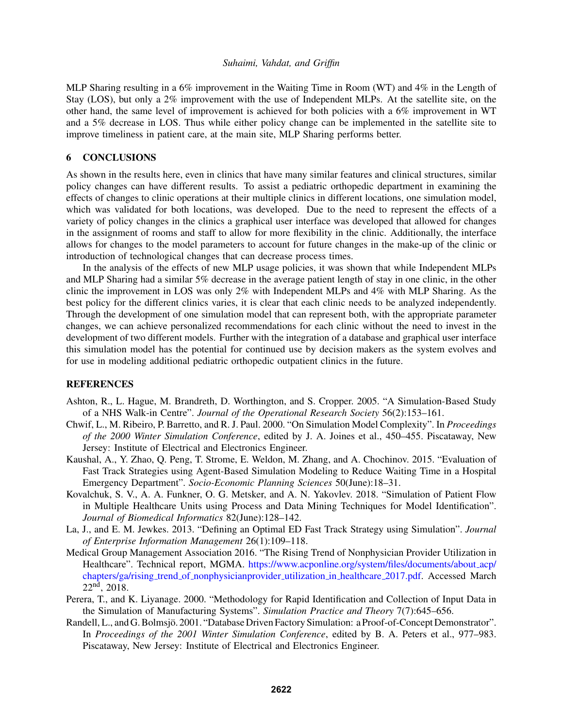MLP Sharing resulting in a 6% improvement in the Waiting Time in Room (WT) and 4% in the Length of Stay (LOS), but only a 2% improvement with the use of Independent MLPs. At the satellite site, on the other hand, the same level of improvement is achieved for both policies with a 6% improvement in WT and a 5% decrease in LOS. Thus while either policy change can be implemented in the satellite site to improve timeliness in patient care, at the main site, MLP Sharing performs better.

## 6 CONCLUSIONS

As shown in the results here, even in clinics that have many similar features and clinical structures, similar policy changes can have different results. To assist a pediatric orthopedic department in examining the effects of changes to clinic operations at their multiple clinics in different locations, one simulation model, which was validated for both locations, was developed. Due to the need to represent the effects of a variety of policy changes in the clinics a graphical user interface was developed that allowed for changes in the assignment of rooms and staff to allow for more flexibility in the clinic. Additionally, the interface allows for changes to the model parameters to account for future changes in the make-up of the clinic or introduction of technological changes that can decrease process times.

In the analysis of the effects of new MLP usage policies, it was shown that while Independent MLPs and MLP Sharing had a similar 5% decrease in the average patient length of stay in one clinic, in the other clinic the improvement in LOS was only 2% with Independent MLPs and 4% with MLP Sharing. As the best policy for the different clinics varies, it is clear that each clinic needs to be analyzed independently. Through the development of one simulation model that can represent both, with the appropriate parameter changes, we can achieve personalized recommendations for each clinic without the need to invest in the development of two different models. Further with the integration of a database and graphical user interface this simulation model has the potential for continued use by decision makers as the system evolves and for use in modeling additional pediatric orthopedic outpatient clinics in the future.

## REFERENCES

Ashton, R., L. Hague, M. Brandreth, D. Worthington, and S. Cropper. 2005. "A Simulation-Based Study of a NHS Walk-in Centre". *Journal of the Operational Research Society* 56(2):153–161.

Chwif, L., M. Ribeiro, P. Barretto, and R. J. Paul. 2000. "On Simulation Model Complexity". In *Proceedings of the 2000 Winter Simulation Conference*, edited by J. A. Joines et al., 450–455. Piscataway, New Jersey: Institute of Electrical and Electronics Engineer.

Kaushal, A., Y. Zhao, Q. Peng, T. Strome, E. Weldon, M. Zhang, and A. Chochinov. 2015. "Evaluation of Fast Track Strategies using Agent-Based Simulation Modeling to Reduce Waiting Time in a Hospital Emergency Department". *Socio-Economic Planning Sciences* 50(June):18–31.

Kovalchuk, S. V., A. A. Funkner, O. G. Metsker, and A. N. Yakovlev. 2018. "Simulation of Patient Flow in Multiple Healthcare Units using Process and Data Mining Techniques for Model Identification". *Journal of Biomedical Informatics* 82(June):128–142.

La, J., and E. M. Jewkes. 2013. "Defining an Optimal ED Fast Track Strategy using Simulation". *Journal of Enterprise Information Management* 26(1):109–118.

Medical Group Management Association 2016. "The Rising Trend of Nonphysician Provider Utilization in Healthcare". Technical report, MGMA. https://www.acponline.org/system/files/documents/about_acp/chapters/ga/rising_trend_of_nonphysicianprovider_utilization_in_healthcare_2017.pdf. Accessed March 22nd, 2018.

Perera, T., and K. Liyanage. 2000. "Methodology for Rapid Identification and Collection of Input Data in the Simulation of Manufacturing Systems". *Simulation Practice and Theory* 7(7):645–656.

Randell, L., and G. Bolmsjö. 2001. "Database Driven Factory Simulation: a Proof-of-Concept Demonstrator". In *Proceedings of the 2001 Winter Simulation Conference*, edited by B. A. Peters et al., 977–983. Piscataway, New Jersey: Institute of Electrical and Electronics Engineer.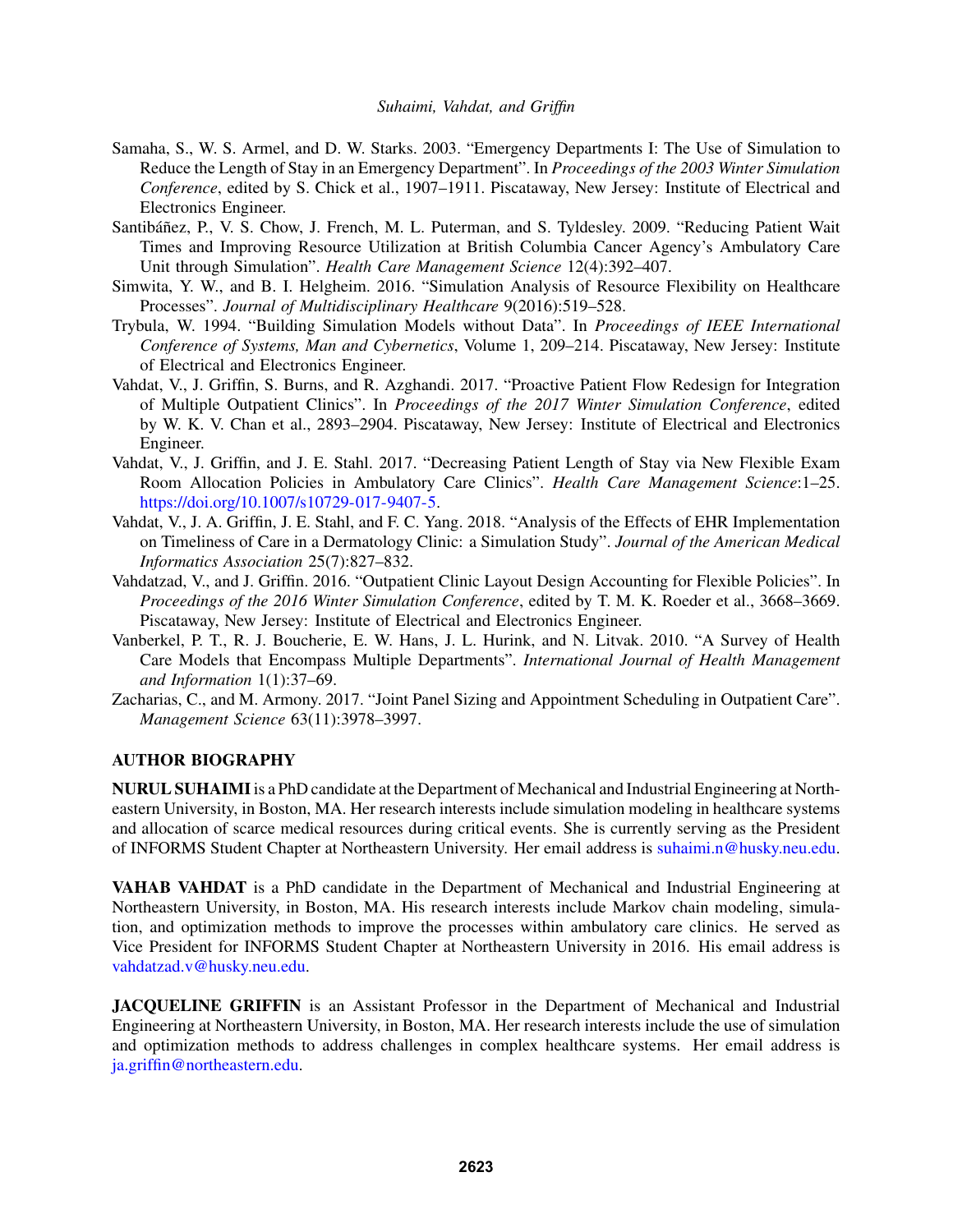Samaha, S., W. S. Armel, and D. W. Starks. 2003. "Emergency Departments I: The Use of Simulation to Reduce the Length of Stay in an Emergency Department". In *Proceedings of the 2003 Winter Simulation Conference*, edited by S. Chick et al., 1907–1911. Piscataway, New Jersey: Institute of Electrical and Electronics Engineer.

Santibáñez, P., V. S. Chow, J. French, M. L. Puterman, and S. Tyldesley. 2009. "Reducing Patient Wait Times and Improving Resource Utilization at British Columbia Cancer Agency's Ambulatory Care Unit through Simulation". *Health Care Management Science* 12(4):392–407.

Simwita, Y. W., and B. I. Helgheim. 2016. "Simulation Analysis of Resource Flexibility on Healthcare Processes". *Journal of Multidisciplinary Healthcare* 9(2016):519–528.

Trybula, W. 1994. "Building Simulation Models without Data". In *Proceedings of IEEE International Conference of Systems, Man and Cybernetics*, Volume 1, 209–214. Piscataway, New Jersey: Institute of Electrical and Electronics Engineer.

Vahdat, V., J. Griffin, S. Burns, and R. Azghandi. 2017. "Proactive Patient Flow Redesign for Integration of Multiple Outpatient Clinics". In *Proceedings of the 2017 Winter Simulation Conference*, edited by W. K. V. Chan et al., 2893–2904. Piscataway, New Jersey: Institute of Electrical and Electronics Engineer.

Vahdat, V., J. Griffin, and J. E. Stahl. 2017. "Decreasing Patient Length of Stay via New Flexible Exam Room Allocation Policies in Ambulatory Care Clinics". *Health Care Management Science*:1–25. https://doi.org/10.1007/s10729-017-9407-5.

Vahdat, V., J. A. Griffin, J. E. Stahl, and F. C. Yang. 2018. "Analysis of the Effects of EHR Implementation on Timeliness of Care in a Dermatology Clinic: a Simulation Study". *Journal of the American Medical Informatics Association* 25(7):827–832.

Vahdatzad, V., and J. Griffin. 2016. "Outpatient Clinic Layout Design Accounting for Flexible Policies". In *Proceedings of the 2016 Winter Simulation Conference*, edited by T. M. K. Roeder et al., 3668–3669. Piscataway, New Jersey: Institute of Electrical and Electronics Engineer.

Vanberkel, P. T., R. J. Boucherie, E. W. Hans, J. L. Hurink, and N. Litvak. 2010. "A Survey of Health Care Models that Encompass Multiple Departments". *International Journal of Health Management and Information* 1(1):37–69.

Zacharias, C., and M. Armony. 2017. "Joint Panel Sizing and Appointment Scheduling in Outpatient Care". *Management Science* 63(11):3978–3997.

## AUTHOR BIOGRAPHY

**NURUL SUHAIMI** is a PhD candidate at the Department of Mechanical and Industrial Engineering at Northeastern University, in Boston, MA. Her research interests include simulation modeling in healthcare systems and allocation of scarce medical resources during critical events. She is currently serving as the President of INFORMS Student Chapter at Northeastern University. Her email address is suhaimi.n@husky.neu.edu.

**VAHAB VAHDAT** is a PhD candidate in the Department of Mechanical and Industrial Engineering at Northeastern University, in Boston, MA. His research interests include Markov chain modeling, simulation, and optimization methods to improve the processes within ambulatory care clinics. He served as Vice President for INFORMS Student Chapter at Northeastern University in 2016. His email address is vahdatzad.v@husky.neu.edu.

**JACQUELINE GRIFFIN** is an Assistant Professor in the Department of Mechanical and Industrial Engineering at Northeastern University, in Boston, MA. Her research interests include the use of simulation and optimization methods to address challenges in complex healthcare systems. Her email address is ja.griffin@northeastern.edu.